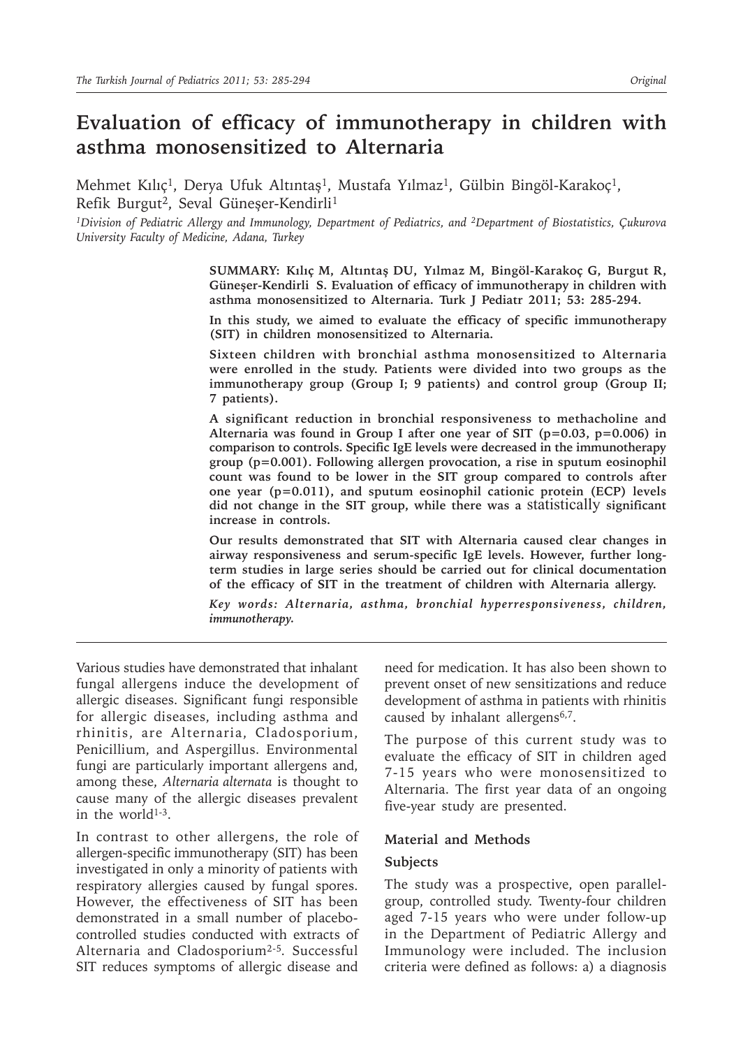# Evaluation of efficacy of immunotherapy in children with asthma monosensitized to Alternaria

Mehmet Kılıç[1], Derya Ufuk Altıntaş[1], Mustafa Yılmaz[1], Gülbin Bingöl-Karakoç[1], Refik Burgut[2], Seval Güneşer-Kendirli[1]

[1]*Division of Pediatric Allergy and Immunology, Department of Pediatrics, and* [2]*Department of Biostatistics, Çukurova University Faculty of Medicine, Adana, Turkey*

**SUMMARY: Kılıç M, Altıntaş DU, Yılmaz M, Bingöl-Karakoç G, Burgut R, Güneşer-Kendirli S. Evaluation of efficacy of immunotherapy in children with asthma monosensitized to Alternaria. Turk J Pediatr 2011; 53: 285-294.**

**In this study, we aimed to evaluate the efficacy of specific immunotherapy (SIT) in children monosensitized to Alternaria.**

**Sixteen children with bronchial asthma monosensitized to Alternaria were enrolled in the study. Patients were divided into two groups as the immunotherapy group (Group I; 9 patients) and control group (Group II; 7 patients).**

**A significant reduction in bronchial responsiveness to methacholine and Alternaria was found in Group I after one year of SIT ($p=0.03$, $p=0.006$) in comparison to controls. Specific IgE levels were decreased in the immunotherapy group ($p=0.001$). Following allergen provocation, a rise in sputum eosinophil count was found to be lower in the SIT group compared to controls after one year ($p=0.011$), and sputum eosinophil cationic protein (ECP) levels did not change in the SIT group, while there was a statistically significant increase in controls.**

**Our results demonstrated that SIT with Alternaria caused clear changes in airway responsiveness and serum-specific IgE levels. However, further long-term studies in large series should be carried out for clinical documentation of the efficacy of SIT in the treatment of children with Alternaria allergy.**

***Key words: Alternaria, asthma, bronchial hyperresponsiveness, children, immunotherapy.***

---

Various studies have demonstrated that inhalant fungal allergens induce the development of allergic diseases. Significant fungi responsible for allergic diseases, including asthma and rhinitis, are Alternaria, Cladosporium, Penicillium, and Aspergillus. Environmental fungi are particularly important allergens and, among these, *Alternaria alternata* is thought to cause many of the allergic diseases prevalent in the world[1-3].

In contrast to other allergens, the role of allergen-specific immunotherapy (SIT) has been investigated in only a minority of patients with respiratory allergies caused by fungal spores. However, the effectiveness of SIT has been demonstrated in a small number of placebo-controlled studies conducted with extracts of Alternaria and Cladosporium[2-5]. Successful SIT reduces symptoms of allergic disease and need for medication. It has also been shown to prevent onset of new sensitizations and reduce development of asthma in patients with rhinitis caused by inhalant allergens[6,7].

The purpose of this current study was to evaluate the efficacy of SIT in children aged 7-15 years who were monosensitized to Alternaria. The first year data of an ongoing five-year study are presented.

## Material and Methods

### Subjects

The study was a prospective, open parallel-group, controlled study. Twenty-four children aged 7-15 years who were under follow-up in the Department of Pediatric Allergy and Immunology were included. The inclusion criteria were defined as follows: a) a diagnosis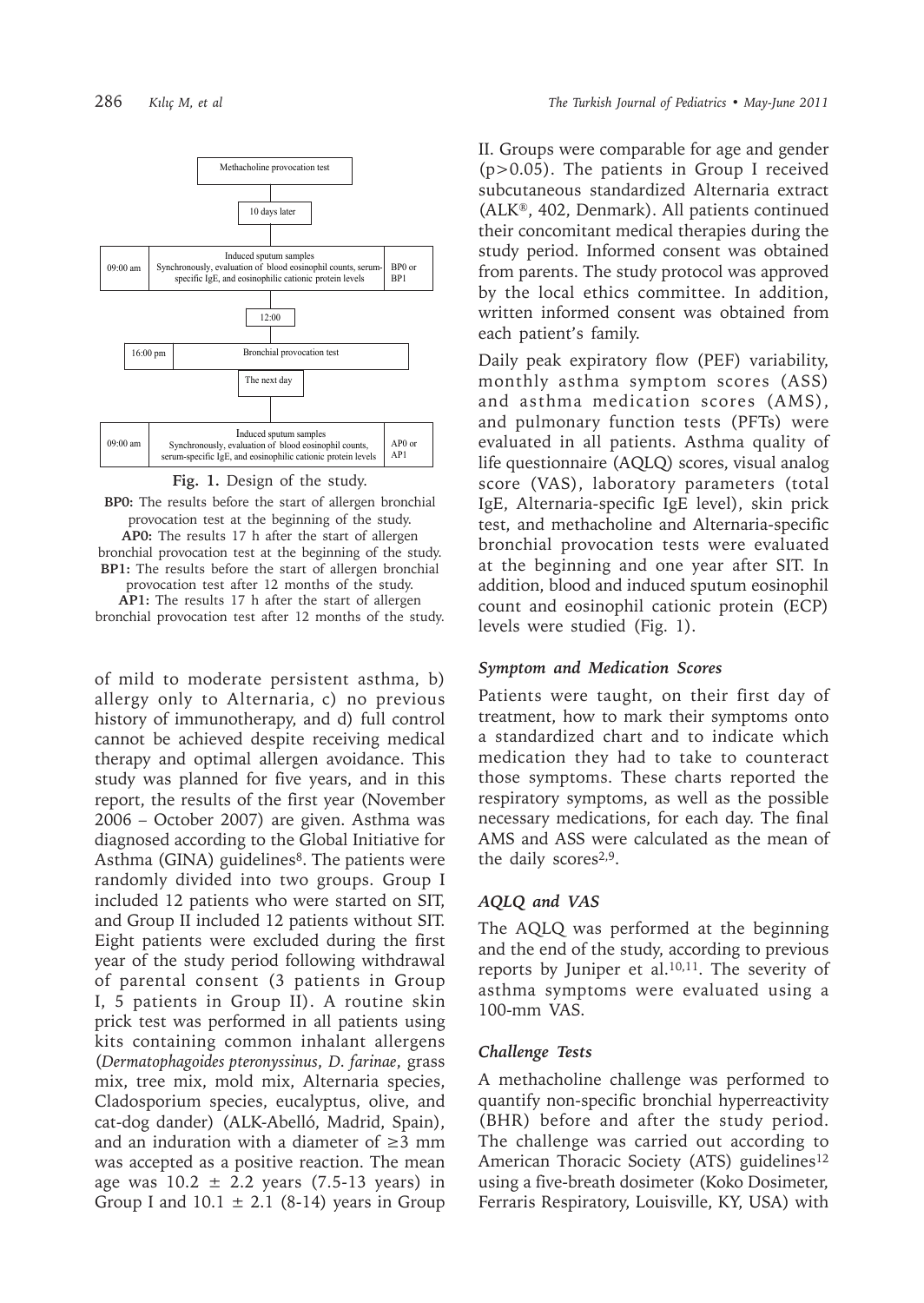Methacholine provocation test

10 days later

| 09:00 am | Induced sputum samples Synchronously, evaluation of blood eosinophil counts, serum-specific IgE, and eosinophilic cationic protein levels | BP0 or BP1 |
|---|---|---|

12:00

| 16:00 pm | Bronchial provocation test |
|---|---|

The next day

| 09:00 am | Induced sputum samples Synchronously, evaluation of blood eosinophil counts, serum-specific IgE, and eosinophilic cationic protein levels | AP0 or AP1 |
|---|---|---|

**Fig. 1.** Design of the study.

**BP0:** The results before the start of allergen bronchial provocation test at the beginning of the study.
**AP0:** The results 17 h after the start of allergen bronchial provocation test at the beginning of the study.
**BP1:** The results before the start of allergen bronchial provocation test after 12 months of the study.
**AP1:** The results 17 h after the start of allergen bronchial provocation test after 12 months of the study.

of mild to moderate persistent asthma, b) allergy only to Alternaria, c) no previous history of immunotherapy, and d) full control cannot be achieved despite receiving medical therapy and optimal allergen avoidance. This study was planned for five years, and in this report, the results of the first year (November 2006 – October 2007) are given. Asthma was diagnosed according to the Global Initiative for Asthma (GINA) guidelines[8]. The patients were randomly divided into two groups. Group I included 12 patients who were started on SIT, and Group II included 12 patients without SIT. Eight patients were excluded during the first year of the study period following withdrawal of parental consent (3 patients in Group I, 5 patients in Group II). A routine skin prick test was performed in all patients using kits containing common inhalant allergens (*Dermatophagoides pteronyssinus*, *D. farinae*, grass mix, tree mix, mold mix, Alternaria species, Cladosporium species, eucalyptus, olive, and cat-dog dander) (ALK-Abelló, Madrid, Spain), and an induration with a diameter of ≥3 mm was accepted as a positive reaction. The mean age was 10.2 ± 2.2 years (7.5-13 years) in Group I and 10.1 ± 2.1 (8-14) years in Group II. Groups were comparable for age and gender ($p>0.05$). The patients in Group I received subcutaneous standardized Alternaria extract (ALK®, 402, Denmark). All patients continued their concomitant medical therapies during the study period. Informed consent was obtained from parents. The study protocol was approved by the local ethics committee. In addition, written informed consent was obtained from each patient's family.

Daily peak expiratory flow (PEF) variability, monthly asthma symptom scores (ASS) and asthma medication scores (AMS), and pulmonary function tests (PFTs) were evaluated in all patients. Asthma quality of life questionnaire (AQLQ) scores, visual analog score (VAS), laboratory parameters (total IgE, Alternaria-specific IgE level), skin prick test, and methacholine and Alternaria-specific bronchial provocation tests were evaluated at the beginning and one year after SIT. In addition, blood and induced sputum eosinophil count and eosinophil cationic protein (ECP) levels were studied (Fig. 1).

### *Symptom and Medication Scores*

Patients were taught, on their first day of treatment, how to mark their symptoms onto a standardized chart and to indicate which medication they had to take to counteract those symptoms. These charts reported the respiratory symptoms, as well as the possible necessary medications, for each day. The final AMS and ASS were calculated as the mean of the daily scores[2,9].

### *AQLQ and VAS*

The AQLQ was performed at the beginning and the end of the study, according to previous reports by Juniper et al.[10,11]. The severity of asthma symptoms were evaluated using a 100-mm VAS.

### *Challenge Tests*

A methacholine challenge was performed to quantify non-specific bronchial hyperreactivity (BHR) before and after the study period. The challenge was carried out according to American Thoracic Society (ATS) guidelines[12] using a five-breath dosimeter (Koko Dosimeter, Ferraris Respiratory, Louisville, KY, USA) with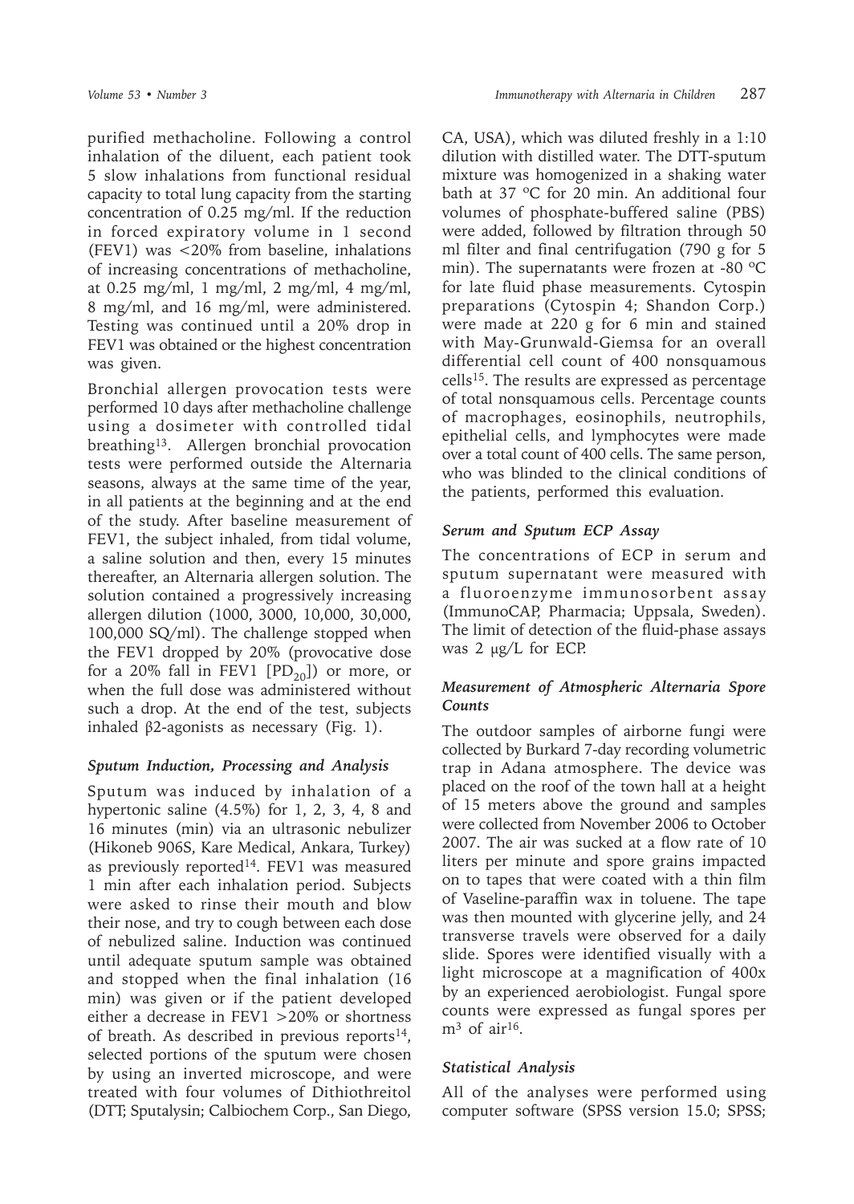purified methacholine. Following a control inhalation of the diluent, each patient took 5 slow inhalations from functional residual capacity to total lung capacity from the starting concentration of 0.25 mg/ml. If the reduction in forced expiratory volume in 1 second (FEV1) was <20% from baseline, inhalations of increasing concentrations of methacholine, at 0.25 mg/ml, 1 mg/ml, 2 mg/ml, 4 mg/ml, 8 mg/ml, and 16 mg/ml, were administered. Testing was continued until a 20% drop in FEV1 was obtained or the highest concentration was given.

Bronchial allergen provocation tests were performed 10 days after methacholine challenge using a dosimeter with controlled tidal breathing[13]. Allergen bronchial provocation tests were performed outside the Alternaria seasons, always at the same time of the year, in all patients at the beginning and at the end of the study. After baseline measurement of FEV1, the subject inhaled, from tidal volume, a saline solution and then, every 15 minutes thereafter, an Alternaria allergen solution. The solution contained a progressively increasing allergen dilution (1000, 3000, 10,000, 30,000, 100,000 SQ/ml). The challenge stopped when the FEV1 dropped by 20% (provocative dose for a 20% fall in FEV1 [$PD_{20}$]) or more, or when the full dose was administered without such a drop. At the end of the test, subjects inhaled β2-agonists as necessary (Fig. 1).

### *Sputum Induction, Processing and Analysis*

Sputum was induced by inhalation of a hypertonic saline (4.5%) for 1, 2, 3, 4, 8 and 16 minutes (min) via an ultrasonic nebulizer (Hikoneb 906S, Kare Medical, Ankara, Turkey) as previously reported[14]. FEV1 was measured 1 min after each inhalation period. Subjects were asked to rinse their mouth and blow their nose, and try to cough between each dose of nebulized saline. Induction was continued until adequate sputum sample was obtained and stopped when the final inhalation (16 min) was given or if the patient developed either a decrease in FEV1 >20% or shortness of breath. As described in previous reports[14], selected portions of the sputum were chosen by using an inverted microscope, and were treated with four volumes of Dithiothreitol (DTT; Sputalysin; Calbiochem Corp., San Diego, CA, USA), which was diluted freshly in a 1:10 dilution with distilled water. The DTT-sputum mixture was homogenized in a shaking water bath at 37 ºC for 20 min. An additional four volumes of phosphate-buffered saline (PBS) were added, followed by filtration through 50 ml filter and final centrifugation (790 g for 5 min). The supernatants were frozen at -80 ºC for late fluid phase measurements. Cytospin preparations (Cytospin 4; Shandon Corp.) were made at 220 g for 6 min and stained with May-Grunwald-Giemsa for an overall differential cell count of 400 nonsquamous cells[15]. The results are expressed as percentage of total nonsquamous cells. Percentage counts of macrophages, eosinophils, neutrophils, epithelial cells, and lymphocytes were made over a total count of 400 cells. The same person, who was blinded to the clinical conditions of the patients, performed this evaluation.

### *Serum and Sputum ECP Assay*

The concentrations of ECP in serum and sputum supernatant were measured with a fluoroenzyme immunosorbent assay (ImmunoCAP, Pharmacia; Uppsala, Sweden). The limit of detection of the fluid-phase assays was 2 μg/L for ECP.

### *Measurement of Atmospheric Alternaria Spore Counts*

The outdoor samples of airborne fungi were collected by Burkard 7-day recording volumetric trap in Adana atmosphere. The device was placed on the roof of the town hall at a height of 15 meters above the ground and samples were collected from November 2006 to October 2007. The air was sucked at a flow rate of 10 liters per minute and spore grains impacted on to tapes that were coated with a thin film of Vaseline-paraffin wax in toluene. The tape was then mounted with glycerine jelly, and 24 transverse travels were observed for a daily slide. Spores were identified visually with a light microscope at a magnification of 400x by an experienced aerobiologist. Fungal spore counts were expressed as fungal spores per $m^3$ of air[16].

### *Statistical Analysis*

All of the analyses were performed using computer software (SPSS version 15.0; SPSS;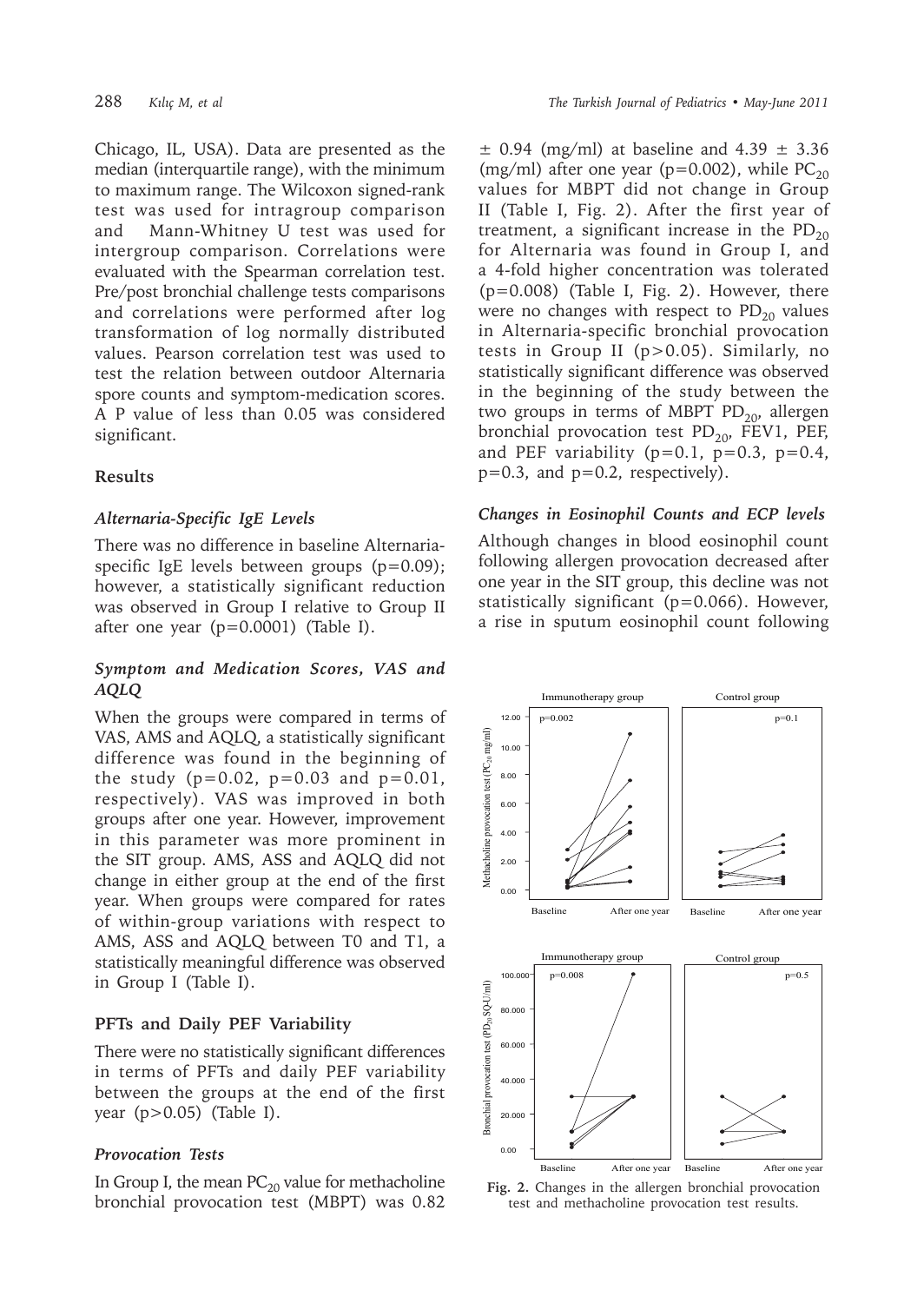Chicago, IL, USA). Data are presented as the median (interquartile range), with the minimum to maximum range. The Wilcoxon signed-rank test was used for intragroup comparison and Mann-Whitney U test was used for intergroup comparison. Correlations were evaluated with the Spearman correlation test. Pre/post bronchial challenge tests comparisons and correlations were performed after log transformation of log normally distributed values. Pearson correlation test was used to test the relation between outdoor Alternaria spore counts and symptom-medication scores. A P value of less than 0.05 was considered significant.

## Results

### *Alternaria-Specific IgE Levels*

There was no difference in baseline Alternaria-specific IgE levels between groups (p=0.09); however, a statistically significant reduction was observed in Group I relative to Group II after one year (p=0.0001) (Table I).

### *Symptom and Medication Scores, VAS and AQLQ*

When the groups were compared in terms of VAS, AMS and AQLQ, a statistically significant difference was found in the beginning of the study (p=0.02, p=0.03 and p=0.01, respectively). VAS was improved in both groups after one year. However, improvement in this parameter was more prominent in the SIT group. AMS, ASS and AQLQ did not change in either group at the end of the first year. When groups were compared for rates of within-group variations with respect to AMS, ASS and AQLQ between T0 and T1, a statistically meaningful difference was observed in Group I (Table I).

### PFTs and Daily PEF Variability

There were no statistically significant differences in terms of PFTs and daily PEF variability between the groups at the end of the first year (p>0.05) (Table I).

### *Provocation Tests*

In Group I, the mean $PC_{20}$ value for methacholine bronchial provocation test (MBPT) was 0.82 ± 0.94 (mg/ml) at baseline and 4.39 ± 3.36 (mg/ml) after one year (p=0.002), while $PC_{20}$ values for MBPT did not change in Group II (Table I, Fig. 2). After the first year of treatment, a significant increase in the $PD_{20}$ for Alternaria was found in Group I, and a 4-fold higher concentration was tolerated (p=0.008) (Table I, Fig. 2). However, there were no changes with respect to $PD_{20}$ values in Alternaria-specific bronchial provocation tests in Group II (p>0.05). Similarly, no statistically significant difference was observed in the beginning of the study between the two groups in terms of MBPT $PD_{20}$, allergen bronchial provocation test $PD_{20}$, FEV1, PEF, and PEF variability (p=0.1, p=0.3, p=0.4, p=0.3, and p=0.2, respectively).

### *Changes in Eosinophil Counts and ECP levels*

Although changes in blood eosinophil count following allergen provocation decreased after one year in the SIT group, this decline was not statistically significant (p=0.066). However, a rise in sputum eosinophil count following

**Fig. 2.** Changes in the allergen bronchial provocation test and methacholine provocation test results.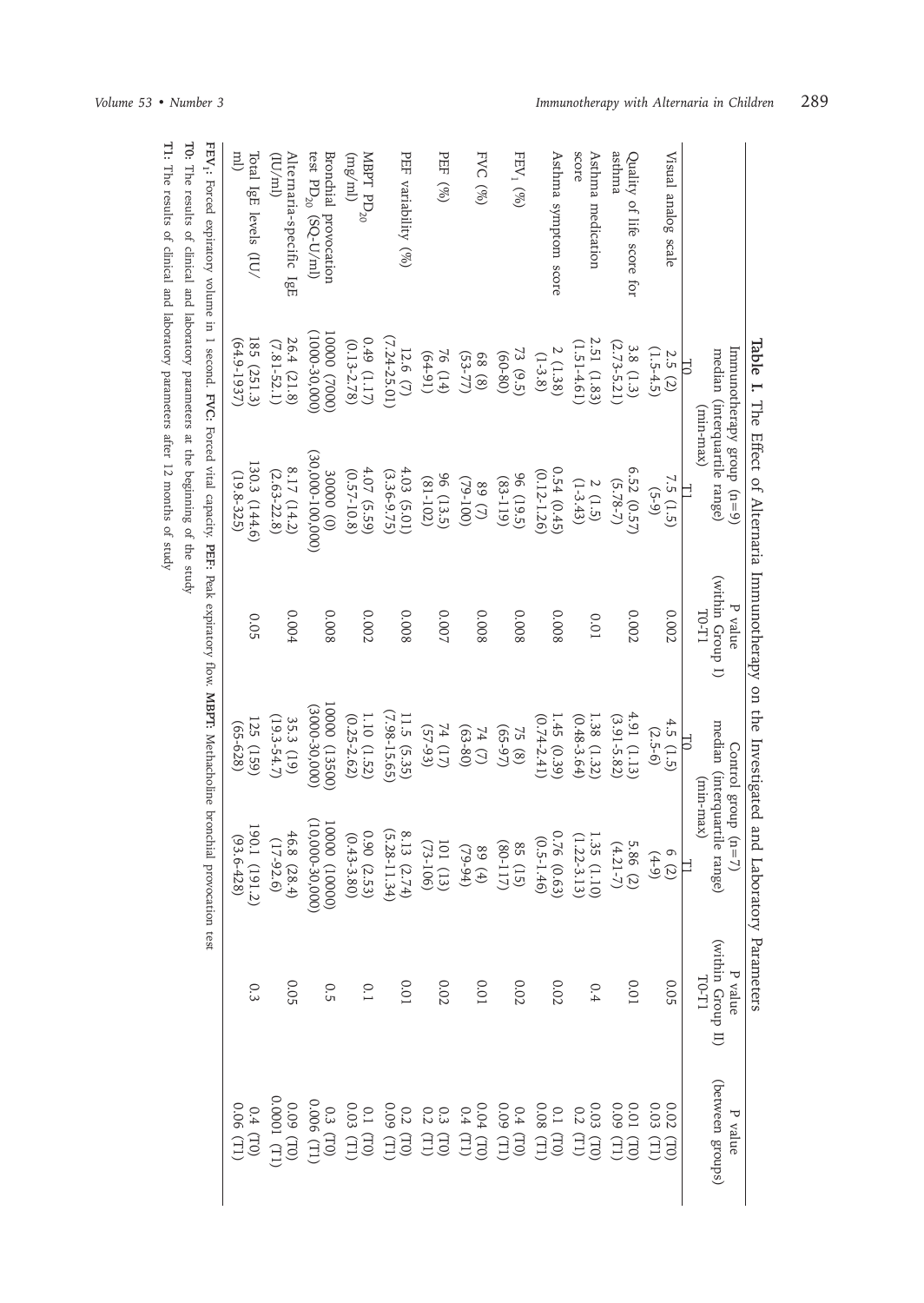**Table I.** The Effect of Alternaria Immunotherapy on the Investigated and Laboratory Parameters

| | Immunotherapy group (n=9) median (interquartile range) (min-max) | | P value (within Group I) T0-T1 | Control group (n=7) median (interquartile range) (min-max) | | P value (within Group II) T0-T1 | P value (between groups) |
|---|---|---|---|---|---|---|---|
| | T0 | T1 | | T0 | T1 | | |
| Visual analog scale | 2.5 (2) (1.5-4.5) | 7.5 (1.5) (5-9) | 0.002 | 4.5 (1.5) (2.5-6) | 6 (2) (4-9) | 0.05 | 0.02 (T0) 0.03 (T1) |
| Quality of life score for asthma | 3.8 (1.3) (2.73-5.21) | 6.52 (0.57) (5.78-7) | 0.002 | 4.91 (1.13) (3.91-5.82) | 5.86 (2) (4.21-7) | 0.01 | 0.01 (T0) 0.09 (T1) |
| Asthma medication score | 2.51 (1.83) (1.51-4.61) | 2 (1.5) (1-3.43) | 0.01 | 1.38 (1.32) (0.48-3.64) | 1.35 (1.10) (1.22-3.13) | 0.4 | 0.03 (T0) 0.2 (T1) |
| Asthma symptom score | 2 (1.38) (1-3.8) | 0.54 (0.45) (0.12-1.26) | 0.008 | 1.45 (0.39) (0.74-2.41) | 0.76 (0.63) (0.5-1.46) | 0.02 | 0.1 (T0) 0.08 (T1) |
| $FEV_1$ (%) | 73 (9.5) (60-80) | 96 (19.5) (83-119) | 0.008 | 75 (8) (65-97) | 85 (15) (80-117) | 0.02 | 0.4 (T0) 0.09 (T1) |
| FVC (%) | 68 (8) (53-77) | 89 (7) (79-100) | 0.008 | 74 (7) (63-80) | 89 (4) (79-94) | 0.01 | 0.04 (T0) 0.4 (T1) |
| PEF (%) | 76 (14) (64-91) | 96 (13.5) (81-102) | 0.007 | 74 (17) (57-93) | 101 (13) (73-106) | 0.02 | 0.3 (T0) 0.2 (T1) |
| PEF variability (%) | 12.6 (7) (7.24-25.01) | 4.03 (5.01) (3.36-9.75) | 0.008 | 11.5 (5.35) (7.98-15.65) | 8.13 (2.74) (5.28-11.34) | 0.01 | 0.2 (T0) 0.09 (T1) |
| MBPT $PD_{20}$ (mg/ml) | 0.49 (1.17) (0.13-2.78) | 4.07 (5.59) (0.57-10.8) | 0.002 | 1.10 (1.52) (0.25-2.62) | 0.90 (2.53) (0.43-3.80) | 0.1 | 0.1 (T0) 0.03 (T1) |
| Bronchial provocation test $PD_{20}$ (SQ-U/ml) | 10000 (7000) (1000-30,000) | 30000 (0) (30,000-100,000) | 0.008 | 10000 (13500) (3000-30,000) | 10000 (10000) (10,000-30,000) | 0.5 | 0.3 (T0) 0.006 (T1) |
| Alternaria-specific IgE (IU/ml) | 26.4 (21.8) (7.81-52.1) | 8.17 (14.2) (2.63-22.8) | 0.004 | 35.3 (19) (19.3-54.7) | 46.8 (28.4) (17-92.6) | 0.05 | 0.09 (T0) 0.0001 (T1) |
| Total IgE levels (IU/ml) | 185 (251.3) (64.9-1937) | 130.3 (144.6) (19.8-325) | 0.05 | 125 (159) (65-628) | 190.1 (191.2) (93.6-428) | 0.3 | 0.4 (T0) 0.06 (T1) |

**$FEV_1$:** Forced expiratory volume in 1 second. **FVC:** Forced vital capacity. **PEF:** Peak expiratory flow. **MBPT:** Methacholine bronchial provocation test

**T0:** The results of clinical and laboratory parameters at the beginning of the study

**T1:** The results of clinical and laboratory parameters after 12 months of study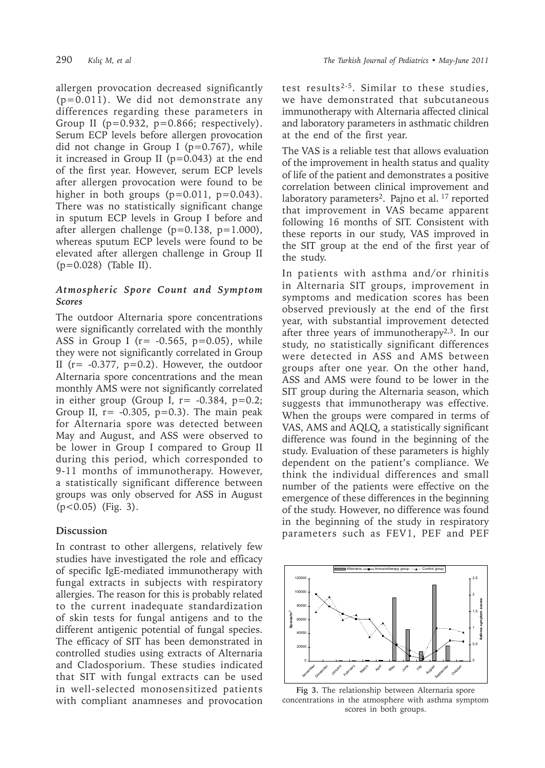allergen provocation decreased significantly ($p=0.011$). We did not demonstrate any differences regarding these parameters in Group II ($p=0.932$, $p=0.866$; respectively). Serum ECP levels before allergen provocation did not change in Group I ($p=0.767$), while it increased in Group II ($p=0.043$) at the end of the first year. However, serum ECP levels after allergen provocation were found to be higher in both groups ($p=0.011$, $p=0.043$). There was no statistically significant change in sputum ECP levels in Group I before and after allergen challenge ($p=0.138$, $p=1.000$), whereas sputum ECP levels were found to be elevated after allergen challenge in Group II ($p=0.028$) (Table II).

### *Atmospheric Spore Count and Symptom Scores*

The outdoor Alternaria spore concentrations were significantly correlated with the monthly ASS in Group I ($r= -0.565$, $p=0.05$), while they were not significantly correlated in Group II ($r= -0.377$, $p=0.2$). However, the outdoor Alternaria spore concentrations and the mean monthly AMS were not significantly correlated in either group (Group I, $r= -0.384$, $p=0.2$; Group II, $r= -0.305$, $p=0.3$). The main peak for Alternaria spore was detected between May and August, and ASS were observed to be lower in Group I compared to Group II during this period, which corresponded to 9-11 months of immunotherapy. However, a statistically significant difference between groups was only observed for ASS in August ($p<0.05$) (Fig. 3).

## Discussion

In contrast to other allergens, relatively few studies have investigated the role and efficacy of specific IgE-mediated immunotherapy with fungal extracts in subjects with respiratory allergies. The reason for this is probably related to the current inadequate standardization of skin tests for fungal antigens and to the different antigenic potential of fungal species. The efficacy of SIT has been demonstrated in controlled studies using extracts of Alternaria and Cladosporium. These studies indicated that SIT with fungal extracts can be used in well-selected monosensitized patients with compliant anamneses and provocation test results[2-5]. Similar to these studies, we have demonstrated that subcutaneous immunotherapy with Alternaria affected clinical and laboratory parameters in asthmatic children at the end of the first year.

The VAS is a reliable test that allows evaluation of the improvement in health status and quality of life of the patient and demonstrates a positive correlation between clinical improvement and laboratory parameters[2]. Pajno et al. [17] reported that improvement in VAS became apparent following 16 months of SIT. Consistent with these reports in our study, VAS improved in the SIT group at the end of the first year of the study.

In patients with asthma and/or rhinitis in Alternaria SIT groups, improvement in symptoms and medication scores has been observed previously at the end of the first year, with substantial improvement detected after three years of immunotherapy[2,3]. In our study, no statistically significant differences were detected in ASS and AMS between groups after one year. On the other hand, ASS and AMS were found to be lower in the SIT group during the Alternaria season, which suggests that immunotherapy was effective. When the groups were compared in terms of VAS, AMS and AQLQ, a statistically significant difference was found in the beginning of the study. Evaluation of these parameters is highly dependent on the patient's compliance. We think the individual differences and small number of the patients were effective on the emergence of these differences in the beginning of the study. However, no difference was found in the beginning of the study in respiratory parameters such as FEV1, PEF and PEF

**Fig 3.** The relationship between Alternaria spore concentrations in the atmosphere with asthma symptom scores in both groups.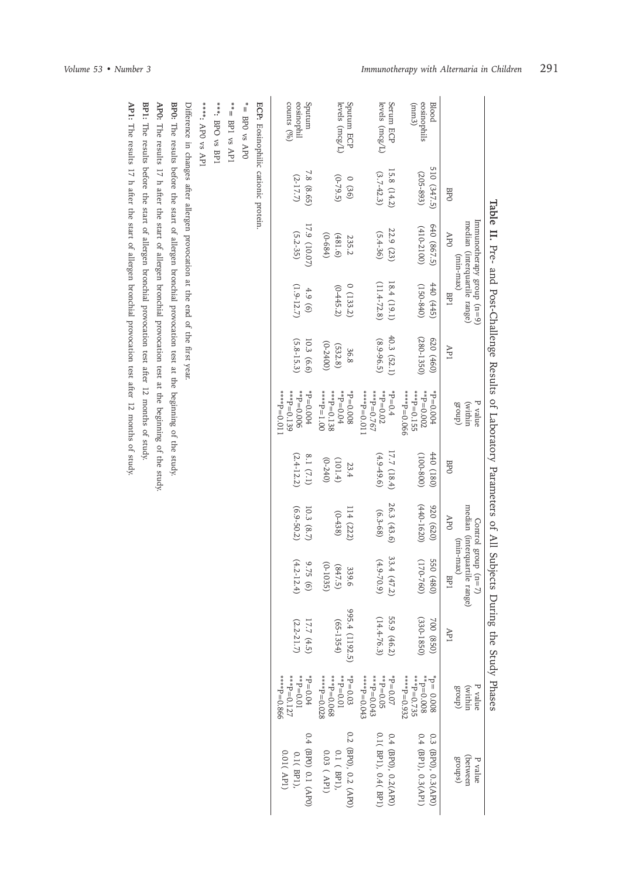**Table II.** Pre- and Post-Challenge Results of Laboratory Parameters of All Subjects During the Study Phases

| | Immunotherapy group (n=9) median (interquartile range) (min-max) | | | | P value (within group) | Control group (n=7) median (interquartile range) (min-max) | | | | P value (within group) | P value (between groups) |
|---|---|---|---|---|---|---|---|---|---|---|---|
| | BP0 | AP0 | BP1 | AP1 | | BP0 | AP0 | BP1 | AP1 | | |
| Blood eosinophils (mm3) | 510 (347.5) (205-893) | 640 (867.5) (410-2100) | 440 (445) (150-840) | 620 (460) (280-1350) | *P=0.004 **P=0.002 ***P=0.155 ****P=0.066 | 440 (180) (100-800) | 920 (620) (440-1620) | 550 (480) (170-760) | 700 (850) (330-1850) | *P= 0.008 **P=0.008 ***P=0.735 ****P=0.932 | 0.3 (BP0), 0.3(AP0) 0.4 (BP1), 0.3(AP1) |
| Serum ECP levels (mcg/L) | 15.8 (14.2) (3.7-42.3) | 22.9 (23) (5.4-36) | 18.4 (19.1) (11.4-72.8) | 40.3 (52.1) (8.9-96.5) | *P=0.4 **P=0.02 ***P=0.767 ****P=0.011 | 17.7 (18.4) (4.9-49.6) | 26.3 (43.6) (6.3-68) | 33.4 (47.2) (4.9-70.9) | 55.9 (46.2) (14.4-76.3) | *P=0.07 **P=0.05 ***P=0.043 ****P=0.043 | 0.4 (BP0), 0.2(AP0) 0.1( BP1), 0.4( BP1) |
| Sputum ECP levels (mcg/L) | 0 (36) (0-79.5) | 235.2 (481.6) (0-684) | 0 (133.2) (0-445.2) | 36.8 (532.8) (0-2400) | *P=0.008 **P=0.04 ***P=0.138 ****P=1.00 | 23.4 (101.4) (0-240) | 114 (222) (0-438) | 339.6 (847.5) (0-1035) | 995.4 (1192.5) (65-1354) | *P=0.03 **P=0.01 ***P=0.068 ****P=0.028 | 0.2 (BP0), 0.2 (AP0) 0.1 ( BP1), 0.03 ( AP1) |
| Sputum eosinophil counts (%) | 7.8 (8.65) (2-17.7) | 17.9 (10.07) (5.2-35) | 4.9 (6) (1.9-12.7) | 10.3 (6.6) (5.8-15.3) | *P=0.004 **P=0.006 ***P=0.139 ****P=0.011 | 8.1 (7.1) (2.4-12.2) | 10.3 (8.7) (6.9-50.2) | 9.75 (6) (4.2-12.4) | 17.7 (4.5) (2.2-21.7) | *P=0.04 **P=0.01 ***P=0.127 ****P=0.866 | 0.4 (BP0) 0.1 (AP0) 0.1( BP1), 0.01( AP1) |

**ECP:** Eosinophilic cationic protein.

\* = BP0 vs AP0

** = BP1 vs AP1

***: BP0 vs BP1

****: AP0 vs AP1

Difference in changes after allergen provocation at the end of the first year.

**BP0:** The results before the start of allergen bronchial provocation test at the beginning of the study.

**AP0:** The results 17 h after the start of allergen bronchial provocation test at the beginning of the study.

**BP1:** The results before the start of allergen bronchial provocation test after 12 months of study.

**AP1:** The results 17 h after the start of allergen bronchial provocation test after 12 months of study.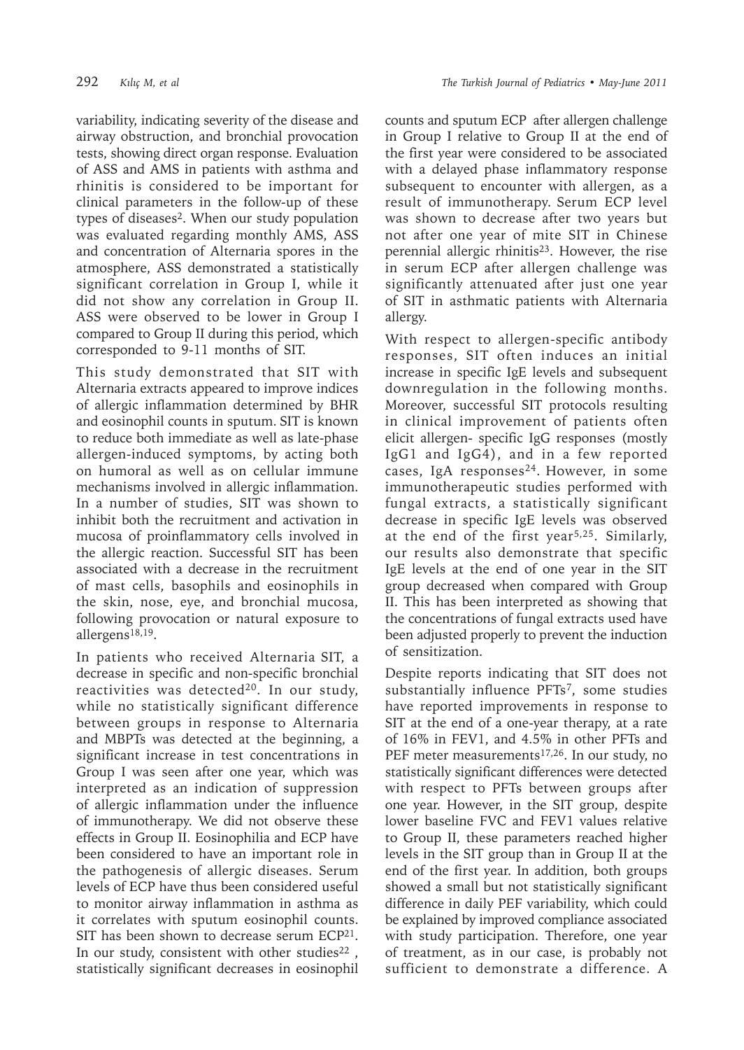variability, indicating severity of the disease and airway obstruction, and bronchial provocation tests, showing direct organ response. Evaluation of ASS and AMS in patients with asthma and rhinitis is considered to be important for clinical parameters in the follow-up of these types of diseases[2]. When our study population was evaluated regarding monthly AMS, ASS and concentration of Alternaria spores in the atmosphere, ASS demonstrated a statistically significant correlation in Group I, while it did not show any correlation in Group II. ASS were observed to be lower in Group I compared to Group II during this period, which corresponded to 9-11 months of SIT.

This study demonstrated that SIT with Alternaria extracts appeared to improve indices of allergic inflammation determined by BHR and eosinophil counts in sputum. SIT is known to reduce both immediate as well as late-phase allergen-induced symptoms, by acting both on humoral as well as on cellular immune mechanisms involved in allergic inflammation. In a number of studies, SIT was shown to inhibit both the recruitment and activation in mucosa of proinflammatory cells involved in the allergic reaction. Successful SIT has been associated with a decrease in the recruitment of mast cells, basophils and eosinophils in the skin, nose, eye, and bronchial mucosa, following provocation or natural exposure to allergens[18,19].

In patients who received Alternaria SIT, a decrease in specific and non-specific bronchial reactivities was detected[20]. In our study, while no statistically significant difference between groups in response to Alternaria and MBPTs was detected at the beginning, a significant increase in test concentrations in Group I was seen after one year, which was interpreted as an indication of suppression of allergic inflammation under the influence of immunotherapy. We did not observe these effects in Group II. Eosinophilia and ECP have been considered to have an important role in the pathogenesis of allergic diseases. Serum levels of ECP have thus been considered useful to monitor airway inflammation in asthma as it correlates with sputum eosinophil counts. SIT has been shown to decrease serum ECP[21]. In our study, consistent with other studies[22], statistically significant decreases in eosinophil counts and sputum ECP after allergen challenge in Group I relative to Group II at the end of the first year were considered to be associated with a delayed phase inflammatory response subsequent to encounter with allergen, as a result of immunotherapy. Serum ECP level was shown to decrease after two years but not after one year of mite SIT in Chinese perennial allergic rhinitis[23]. However, the rise in serum ECP after allergen challenge was significantly attenuated after just one year of SIT in asthmatic patients with Alternaria allergy.

With respect to allergen-specific antibody responses, SIT often induces an initial increase in specific IgE levels and subsequent downregulation in the following months. Moreover, successful SIT protocols resulting in clinical improvement of patients often elicit allergen- specific IgG responses (mostly IgG1 and IgG4), and in a few reported cases, IgA responses[24]. However, in some immunotherapeutic studies performed with fungal extracts, a statistically significant decrease in specific IgE levels was observed at the end of the first year[5,25]. Similarly, our results also demonstrate that specific IgE levels at the end of one year in the SIT group decreased when compared with Group II. This has been interpreted as showing that the concentrations of fungal extracts used have been adjusted properly to prevent the induction of sensitization.

Despite reports indicating that SIT does not substantially influence PFTs[7], some studies have reported improvements in response to SIT at the end of a one-year therapy, at a rate of 16% in FEV1, and 4.5% in other PFTs and PEF meter measurements[17,26]. In our study, no statistically significant differences were detected with respect to PFTs between groups after one year. However, in the SIT group, despite lower baseline FVC and FEV1 values relative to Group II, these parameters reached higher levels in the SIT group than in Group II at the end of the first year. In addition, both groups showed a small but not statistically significant difference in daily PEF variability, which could be explained by improved compliance associated with study participation. Therefore, one year of treatment, as in our case, is probably not sufficient to demonstrate a difference. A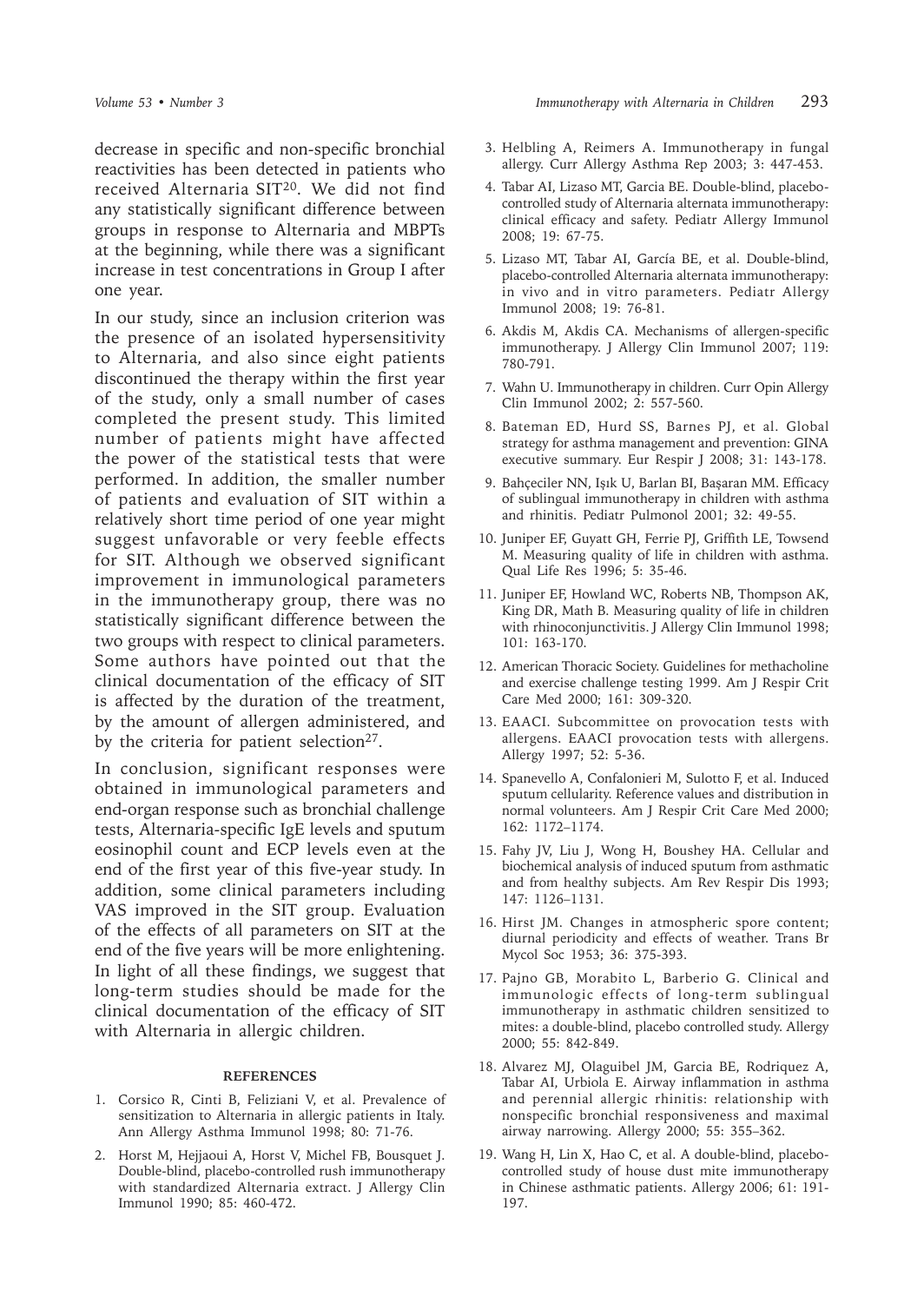decrease in specific and non-specific bronchial reactivities has been detected in patients who received Alternaria SIT[20]. We did not find any statistically significant difference between groups in response to Alternaria and MBPTs at the beginning, while there was a significant increase in test concentrations in Group I after one year.

In our study, since an inclusion criterion was the presence of an isolated hypersensitivity to Alternaria, and also since eight patients discontinued the therapy within the first year of the study, only a small number of cases completed the present study. This limited number of patients might have affected the power of the statistical tests that were performed. In addition, the smaller number of patients and evaluation of SIT within a relatively short time period of one year might suggest unfavorable or very feeble effects for SIT. Although we observed significant improvement in immunological parameters in the immunotherapy group, there was no statistically significant difference between the two groups with respect to clinical parameters. Some authors have pointed out that the clinical documentation of the efficacy of SIT is affected by the duration of the treatment, by the amount of allergen administered, and by the criteria for patient selection[27].

In conclusion, significant responses were obtained in immunological parameters and end-organ response such as bronchial challenge tests, Alternaria-specific IgE levels and sputum eosinophil count and ECP levels even at the end of the first year of this five-year study. In addition, some clinical parameters including VAS improved in the SIT group. Evaluation of the effects of all parameters on SIT at the end of the five years will be more enlightening. In light of all these findings, we suggest that long-term studies should be made for the clinical documentation of the efficacy of SIT with Alternaria in allergic children.

## REFERENCES

1. Corsico R, Cinti B, Feliziani V, et al. Prevalence of sensitization to Alternaria in allergic patients in Italy. Ann Allergy Asthma Immunol 1998; 80: 71-76.
2. Horst M, Hejjaoui A, Horst V, Michel FB, Bousquet J. Double-blind, placebo-controlled rush immunotherapy with standardized Alternaria extract. J Allergy Clin Immunol 1990; 85: 460-472.
3. Helbling A, Reimers A. Immunotherapy in fungal allergy. Curr Allergy Asthma Rep 2003; 3: 447-453.
4. Tabar AI, Lizaso MT, Garcia BE. Double-blind, placebo-controlled study of Alternaria alternata immunotherapy: clinical efficacy and safety. Pediatr Allergy Immunol 2008; 19: 67-75.
5. Lizaso MT, Tabar AI, García BE, et al. Double-blind, placebo-controlled Alternaria alternata immunotherapy: in vivo and in vitro parameters. Pediatr Allergy Immunol 2008; 19: 76-81.
6. Akdis M, Akdis CA. Mechanisms of allergen-specific immunotherapy. J Allergy Clin Immunol 2007; 119: 780-791.
7. Wahn U. Immunotherapy in children. Curr Opin Allergy Clin Immunol 2002; 2: 557-560.
8. Bateman ED, Hurd SS, Barnes PJ, et al. Global strategy for asthma management and prevention: GINA executive summary. Eur Respir J 2008; 31: 143-178.
9. Bahçeciler NN, Işık U, Barlan BI, Başaran MM. Efficacy of sublingual immunotherapy in children with asthma and rhinitis. Pediatr Pulmonol 2001; 32: 49-55.
10. Juniper EF, Guyatt GH, Ferrie PJ, Griffith LE, Towsend M. Measuring quality of life in children with asthma. Qual Life Res 1996; 5: 35-46.
11. Juniper EF, Howland WC, Roberts NB, Thompson AK, King DR, Math B. Measuring quality of life in children with rhinoconjunctivitis. J Allergy Clin Immunol 1998; 101: 163-170.
12. American Thoracic Society. Guidelines for methacholine and exercise challenge testing 1999. Am J Respir Crit Care Med 2000; 161: 309-320.
13. EAACI. Subcommittee on provocation tests with allergens. EAACI provocation tests with allergens. Allergy 1997; 52: 5-36.
14. Spanevello A, Confalonieri M, Sulotto F, et al. Induced sputum cellularity. Reference values and distribution in normal volunteers. Am J Respir Crit Care Med 2000; 162: 1172–1174.
15. Fahy JV, Liu J, Wong H, Boushey HA. Cellular and biochemical analysis of induced sputum from asthmatic and from healthy subjects. Am Rev Respir Dis 1993; 147: 1126–1131.
16. Hirst JM. Changes in atmospheric spore content; diurnal periodicity and effects of weather. Trans Br Mycol Soc 1953; 36: 375-393.
17. Pajno GB, Morabito L, Barberio G. Clinical and immunologic effects of long-term sublingual immunotherapy in asthmatic children sensitized to mites: a double-blind, placebo controlled study. Allergy 2000; 55: 842-849.
18. Alvarez MJ, Olaguibel JM, Garcia BE, Rodriquez A, Tabar AI, Urbiola E. Airway inflammation in asthma and perennial allergic rhinitis: relationship with nonspecific bronchial responsiveness and maximal airway narrowing. Allergy 2000; 55: 355–362.
19. Wang H, Lin X, Hao C, et al. A double-blind, placebo-controlled study of house dust mite immunotherapy in Chinese asthmatic patients. Allergy 2006; 61: 191-197.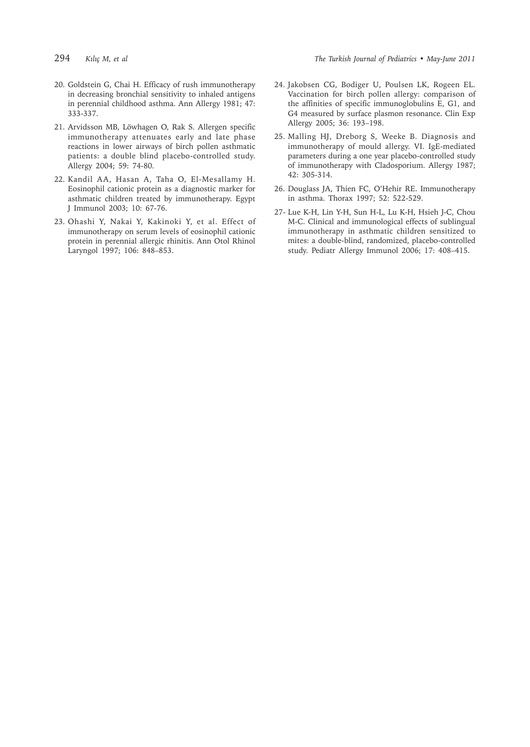20. Goldstein G, Chai H. Efficacy of rush immunotherapy in decreasing bronchial sensitivity to inhaled antigens in perennial childhood asthma. Ann Allergy 1981; 47: 333-337.

21. Arvidsson MB, Löwhagen O, Rak S. Allergen specific immunotherapy attenuates early and late phase reactions in lower airways of birch pollen asthmatic patients: a double blind placebo-controlled study. Allergy 2004; 59: 74-80.

22. Kandil AA, Hasan A, Taha O, El-Mesallamy H. Eosinophil cationic protein as a diagnostic marker for asthmatic children treated by immunotherapy. Egypt J Immunol 2003; 10: 67-76.

23. Ohashi Y, Nakai Y, Kakinoki Y, et al. Effect of immunotherapy on serum levels of eosinophil cationic protein in perennial allergic rhinitis. Ann Otol Rhinol Laryngol 1997; 106: 848–853.

24. Jakobsen CG, Bodiger U, Poulsen LK, Rogeen EL. Vaccination for birch pollen allergy: comparison of the affinities of specific immunoglobulins E, G1, and G4 measured by surface plasmon resonance. Clin Exp Allergy 2005; 36: 193–198.

25. Malling HJ, Dreborg S, Weeke B. Diagnosis and immunotherapy of mould allergy. VI. IgE-mediated parameters during a one year placebo-controlled study of immunotherapy with Cladosporium. Allergy 1987; 42: 305-314.

26. Douglass JA, Thien FC, O'Hehir RE. Immunotherapy in asthma. Thorax 1997; 52: 522-529.

27- Lue K-H, Lin Y-H, Sun H-L, Lu K-H, Hsieh J-C, Chou M-C. Clinical and immunological effects of sublingual immunotherapy in asthmatic children sensitized to mites: a double-blind, randomized, placebo-controlled study. Pediatr Allergy Immunol 2006; 17: 408–415.